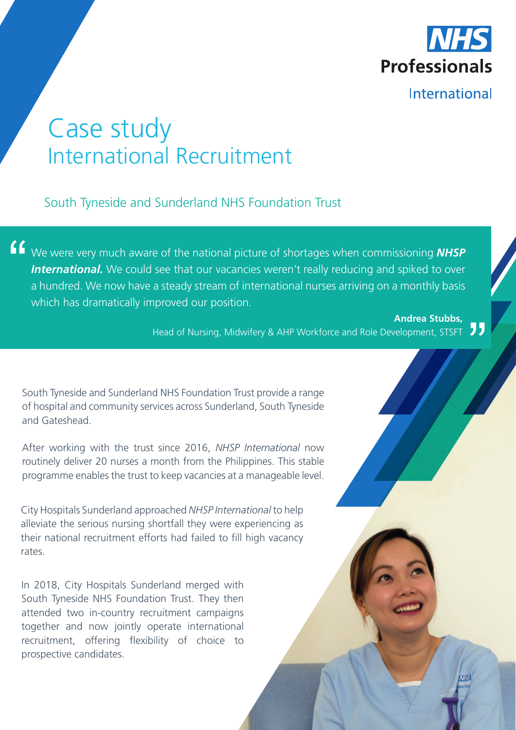NHS Professionals International

# Case study
## International Recruitment

### South Tyneside and Sunderland NHS Foundation Trust

> "We were very much aware of the national picture of shortages when commissioning ***NHSP International.*** We could see that our vacancies weren't really reducing and spiked to over a hundred. We now have a steady stream of international nurses arriving on a monthly basis which has dramatically improved our position."
>
> **Andrea Stubbs,**
> Head of Nursing, Midwifery & AHP Workforce and Role Development, STSFT

South Tyneside and Sunderland NHS Foundation Trust provide a range of hospital and community services across Sunderland, South Tyneside and Gateshead.

After working with the trust since 2016, *NHSP International* now routinely deliver 20 nurses a month from the Philippines. This stable programme enables the trust to keep vacancies at a manageable level.

City Hospitals Sunderland approached *NHSP International* to help alleviate the serious nursing shortfall they were experiencing as their national recruitment efforts had failed to fill high vacancy rates.

In 2018, City Hospitals Sunderland merged with South Tyneside NHS Foundation Trust. They then attended two in-country recruitment campaigns together and now jointly operate international recruitment, offering flexibility of choice to prospective candidates.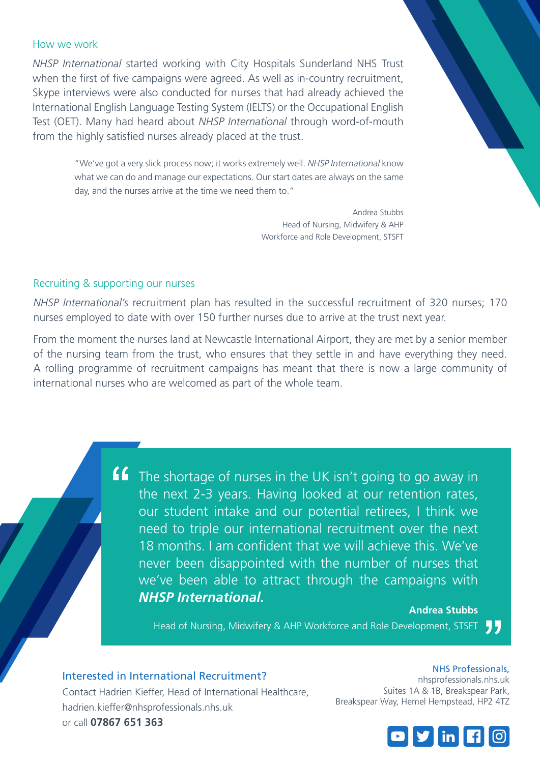## How we work

*NHSP International* started working with City Hospitals Sunderland NHS Trust when the first of five campaigns were agreed. As well as in-country recruitment, Skype interviews were also conducted for nurses that had already achieved the International English Language Testing System (IELTS) or the Occupational English Test (OET). Many had heard about *NHSP International* through word-of-mouth from the highly satisfied nurses already placed at the trust.

> "We've got a very slick process now; it works extremely well. *NHSP International* know what we can do and manage our expectations. Our start dates are always on the same day, and the nurses arrive at the time we need them to."
>
> Andrea Stubbs
> Head of Nursing, Midwifery & AHP
> Workforce and Role Development, STSFT

## Recruiting & supporting our nurses

*NHSP International's* recruitment plan has resulted in the successful recruitment of 320 nurses; 170 nurses employed to date with over 150 further nurses due to arrive at the trust next year.

From the moment the nurses land at Newcastle International Airport, they are met by a senior member of the nursing team from the trust, who ensures that they settle in and have everything they need. A rolling programme of recruitment campaigns has meant that there is now a large community of international nurses who are welcomed as part of the whole team.

> "The shortage of nurses in the UK isn't going to go away in the next 2-3 years. Having looked at our retention rates, our student intake and our potential retirees, I think we need to triple our international recruitment over the next 18 months. I am confident that we will achieve this. We've never been disappointed with the number of nurses that we've been able to attract through the campaigns with ***NHSP International.***"
>
> **Andrea Stubbs**
> Head of Nursing, Midwifery & AHP Workforce and Role Development, STSFT

## Interested in International Recruitment?

Contact Hadrien Kieffer, Head of International Healthcare,
hadrien.kieffer@nhsprofessionals.nhs.uk
or call **07867 651 363**

NHS Professionals,
nhsprofessionals.nhs.uk
Suites 1A & 1B, Breakspear Park,
Breakspear Way, Hemel Hempstead, HP2 4TZ